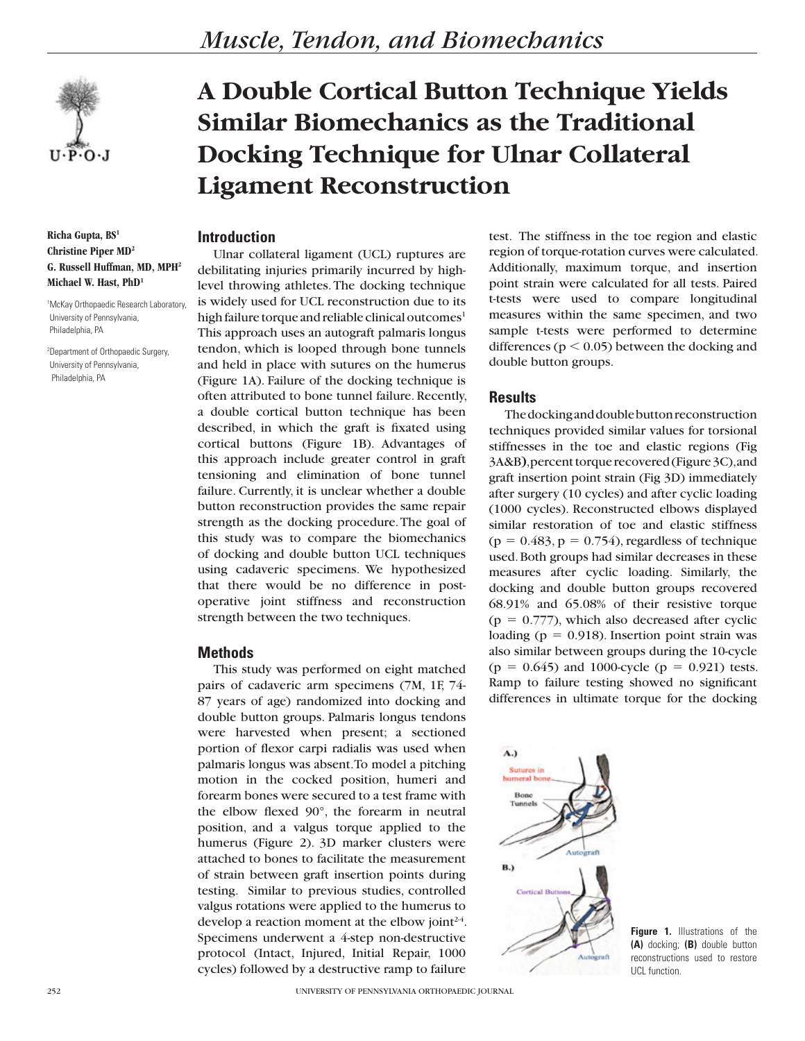# A Double Cortical Button Technique Yields Similar Biomechanics as the Traditional Docking Technique for Ulnar Collateral Ligament Reconstruction

**Richa Gupta, BS[1]**
**Christine Piper MD[2]**
**G. Russell Huffman, MD, MPH[2]**
**Michael W. Hast, PhD[1]**

[1]McKay Orthopaedic Research Laboratory, University of Pennsylvania, Philadelphia, PA

[2]Department of Orthopaedic Surgery, University of Pennsylvania, Philadelphia, PA

## Introduction

Ulnar collateral ligament (UCL) ruptures are debilitating injuries primarily incurred by high-level throwing athletes. The docking technique is widely used for UCL reconstruction due to its high failure torque and reliable clinical outcomes[1] This approach uses an autograft palmaris longus tendon, which is looped through bone tunnels and held in place with sutures on the humerus (Figure 1A). Failure of the docking technique is often attributed to bone tunnel failure. Recently, a double cortical button technique has been described, in which the graft is fixated using cortical buttons (Figure 1B). Advantages of this approach include greater control in graft tensioning and elimination of bone tunnel failure. Currently, it is unclear whether a double button reconstruction provides the same repair strength as the docking procedure. The goal of this study was to compare the biomechanics of docking and double button UCL techniques using cadaveric specimens. We hypothesized that there would be no difference in post-operative joint stiffness and reconstruction strength between the two techniques.

## Methods

This study was performed on eight matched pairs of cadaveric arm specimens (7M, 1F, 74-87 years of age) randomized into docking and double button groups. Palmaris longus tendons were harvested when present; a sectioned portion of flexor carpi radialis was used when palmaris longus was absent. To model a pitching motion in the cocked position, humeri and forearm bones were secured to a test frame with the elbow flexed 90°, the forearm in neutral position, and a valgus torque applied to the humerus (Figure 2). 3D marker clusters were attached to bones to facilitate the measurement of strain between graft insertion points during testing. Similar to previous studies, controlled valgus rotations were applied to the humerus to develop a reaction moment at the elbow joint[2-4]. Specimens underwent a 4-step non-destructive protocol (Intact, Injured, Initial Repair, 1000 cycles) followed by a destructive ramp to failure test. The stiffness in the toe region and elastic region of torque-rotation curves were calculated. Additionally, maximum torque, and insertion point strain were calculated for all tests. Paired t-tests were used to compare longitudinal measures within the same specimen, and two sample t-tests were performed to determine differences ($p < 0.05$) between the docking and double button groups.

## Results

The docking and double button reconstruction techniques provided similar values for torsional stiffnesses in the toe and elastic regions (Fig 3A&B), percent torque recovered (Figure 3C), and graft insertion point strain (Fig 3D) immediately after surgery (10 cycles) and after cyclic loading (1000 cycles). Reconstructed elbows displayed similar restoration of toe and elastic stiffness ($p = 0.483$, $p = 0.754$), regardless of technique used. Both groups had similar decreases in these measures after cyclic loading. Similarly, the docking and double button groups recovered 68.91% and 65.08% of their resistive torque ($p = 0.777$), which also decreased after cyclic loading ($p = 0.918$). Insertion point strain was also similar between groups during the 10-cycle ($p = 0.645$) and 1000-cycle ($p = 0.921$) tests. Ramp to failure testing showed no significant differences in ultimate torque for the docking

**Figure 1.** Illustrations of the **(A)** docking; **(B)** double button reconstructions used to restore UCL function.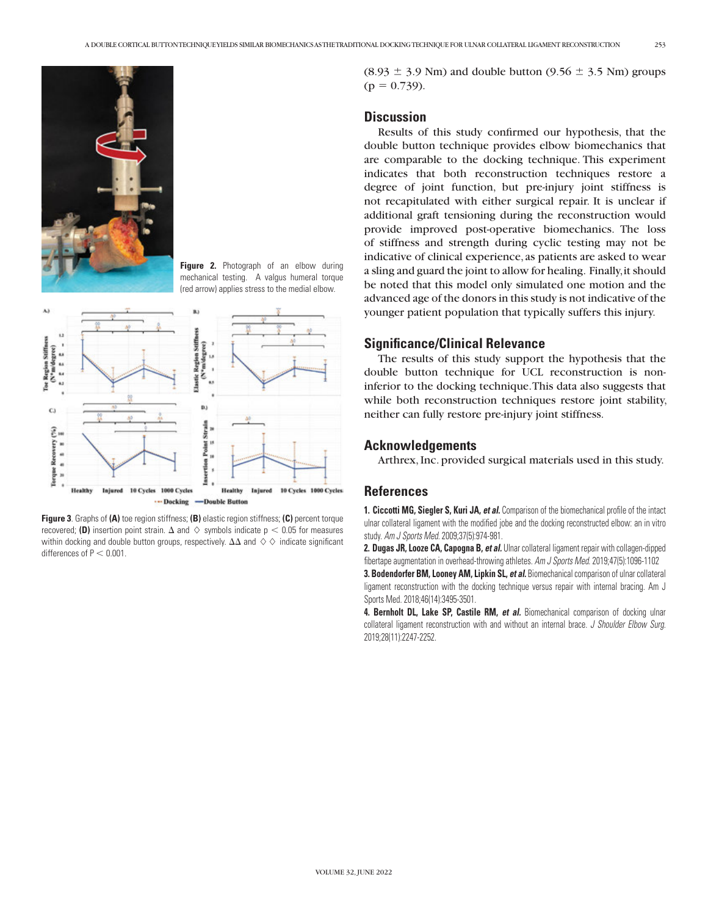Figure 2. Photograph of an elbow during mechanical testing. A valgus humeral torque (red arrow) applies stress to the medial elbow.

A)

Toe Region Stiffness (N\*m/degree)

B)

Elastic Region Stiffness (N\*m/degree)

C)

Torque Recovery (%)

D)

Insertion Point Strain

Healthy Injured 10 Cycles 1000 Cycles

Healthy Injured 10 Cycles 1000 Cycles

Docking Double Button

**Figure 3**. Graphs of **(A)** toe region stiffness; **(B)** elastic region stiffness; **(C)** percent torque recovered; **(D)** insertion point strain. Δ and ◇ symbols indicate $p < 0.05$ for measures within docking and double button groups, respectively. ΔΔ and ◇◇ indicate significant differences of $P < 0.001$.

($8.93 \pm 3.9$ Nm) and double button ($9.56 \pm 3.5$ Nm) groups ($p = 0.739$).

## Discussion

Results of this study confirmed our hypothesis, that the double button technique provides elbow biomechanics that are comparable to the docking technique. This experiment indicates that both reconstruction techniques restore a degree of joint function, but pre-injury joint stiffness is not recapitulated with either surgical repair. It is unclear if additional graft tensioning during the reconstruction would provide improved post-operative biomechanics. The loss of stiffness and strength during cyclic testing may not be indicative of clinical experience, as patients are asked to wear a sling and guard the joint to allow for healing. Finally, it should be noted that this model only simulated one motion and the advanced age of the donors in this study is not indicative of the younger patient population that typically suffers this injury.

## Significance/Clinical Relevance

The results of this study support the hypothesis that the double button technique for UCL reconstruction is non-inferior to the docking technique. This data also suggests that while both reconstruction techniques restore joint stability, neither can fully restore pre-injury joint stiffness.

## Acknowledgements

Arthrex, Inc. provided surgical materials used in this study.

## References

1. **Ciccotti MG, Siegler S, Kuri JA, *et al.*** Comparison of the biomechanical profile of the intact ulnar collateral ligament with the modified jobe and the docking reconstructed elbow: an in vitro study. *Am J Sports Med.* 2009;37(5):974-981.
2. **Dugas JR, Looze CA, Capogna B, *et al.*** Ulnar collateral ligament repair with collagen-dipped fibertape augmentation in overhead-throwing athletes. *Am J Sports Med.* 2019;47(5):1096-1102
3. **Bodendorfer BM, Looney AM, Lipkin SL, *et al.*** Biomechanical comparison of ulnar collateral ligament reconstruction with the docking technique versus repair with internal bracing. Am J Sports Med. 2018;46(14):3495-3501.
4. **Bernholt DL, Lake SP, Castile RM, *et al.*** Biomechanical comparison of docking ulnar collateral ligament reconstruction with and without an internal brace. *J Shoulder Elbow Surg.* 2019;28(11):2247-2252.